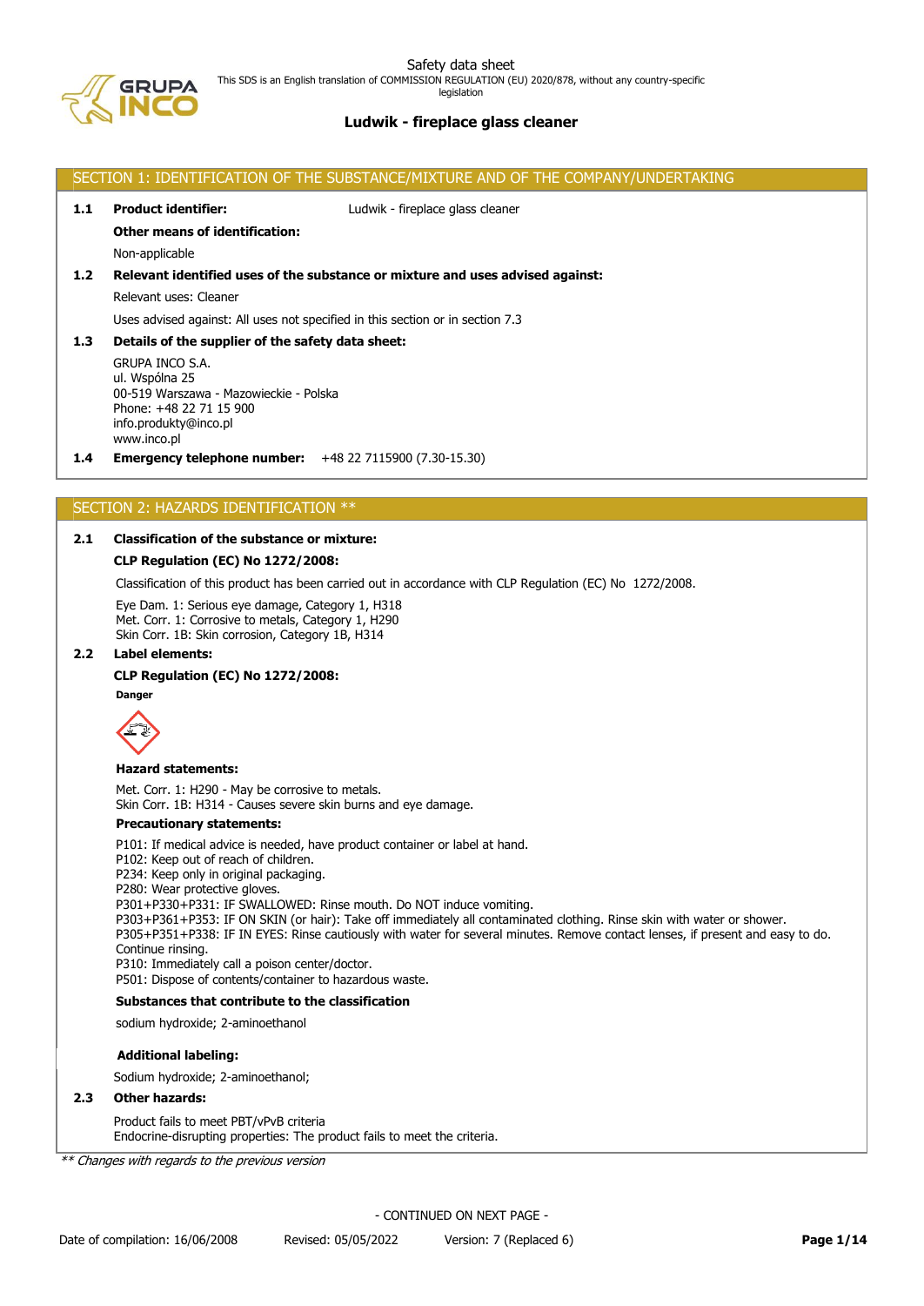# Ludwik - fireplace glass cleaner

Safety data sheet

This SDS is an English translation of COMMISSION REGULATION (EU) 2020/878, without any country-specific legislation

## SECTION 1: IDENTIFICATION OF THE SUBSTANCE/MIXTURE AND OF THE COMPANY/UNDERTAKING

**1.1 Product identifier:** Ludwik - fireplace glass cleaner

**Other means of identification:**

Non-applicable

**1.2 Relevant identified uses of the substance or mixture and uses advised against:**

Relevant uses: Cleaner

Uses advised against: All uses not specified in this section or in section 7.3

**1.3 Details of the supplier of the safety data sheet:**

GRUPA INCO S.A.
ul. Wspólna 25
00-519 Warszawa - Mazowieckie - Polska
Phone: +48 22 71 15 900
info.produkty@inco.pl
www.inco.pl

**1.4 Emergency telephone number:** +48 22 7115900 (7.30-15.30)

## SECTION 2: HAZARDS IDENTIFICATION **

**2.1 Classification of the substance or mixture:**

**CLP Regulation (EC) No 1272/2008:**

Classification of this product has been carried out in accordance with CLP Regulation (EC) No 1272/2008.

Eye Dam. 1: Serious eye damage, Category 1, H318
Met. Corr. 1: Corrosive to metals, Category 1, H290
Skin Corr. 1B: Skin corrosion, Category 1B, H314

**2.2 Label elements:**

**CLP Regulation (EC) No 1272/2008:**

**Danger**

**Hazard statements:**

Met. Corr. 1: H290 - May be corrosive to metals.
Skin Corr. 1B: H314 - Causes severe skin burns and eye damage.

**Precautionary statements:**

P101: If medical advice is needed, have product container or label at hand.
P102: Keep out of reach of children.
P234: Keep only in original packaging.
P280: Wear protective gloves.
P301+P330+P331: IF SWALLOWED: Rinse mouth. Do NOT induce vomiting.
P303+P361+P353: IF ON SKIN (or hair): Take off immediately all contaminated clothing. Rinse skin with water or shower.
P305+P351+P338: IF IN EYES: Rinse cautiously with water for several minutes. Remove contact lenses, if present and easy to do. Continue rinsing.
P310: Immediately call a poison center/doctor.
P501: Dispose of contents/container to hazardous waste.

**Substances that contribute to the classification**

sodium hydroxide; 2-aminoethanol

**Additional labeling:**

Sodium hydroxide; 2-aminoethanol;

**2.3 Other hazards:**

Product fails to meet PBT/vPvB criteria
Endocrine-disrupting properties: The product fails to meet the criteria.

*** Changes with regards to the previous version*

- CONTINUED ON NEXT PAGE -

Date of compilation: 16/06/2008 Revised: 05/05/2022 Version: 7 (Replaced 6)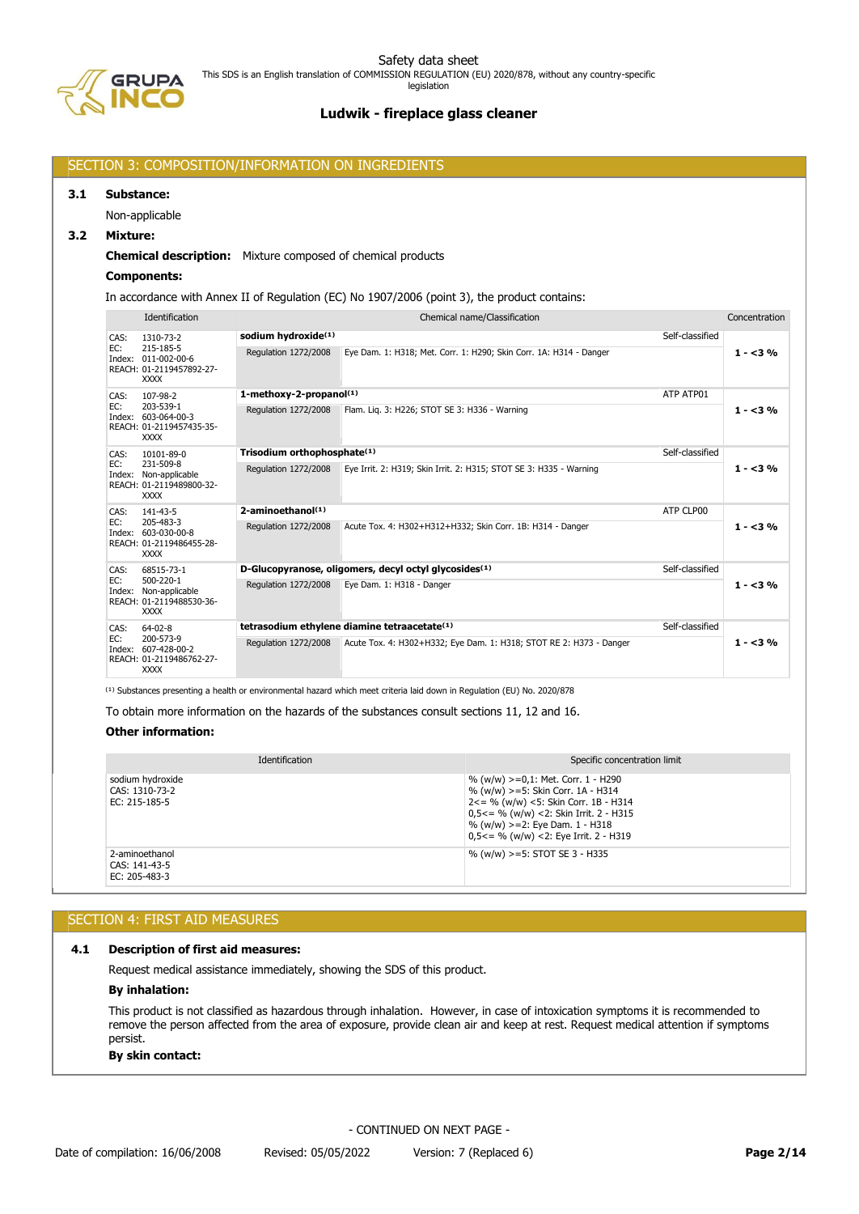## SECTION 3: COMPOSITION/INFORMATION ON INGREDIENTS

### 3.1 Substance:

Non-applicable

### 3.2 Mixture:

**Chemical description:** Mixture composed of chemical products

**Components:**

In accordance with Annex II of Regulation (EC) No 1907/2006 (point 3), the product contains:

| Identification | Chemical name/Classification | | | Concentration |
|---|---|---|---|---|
| CAS: 1310-73-2<br>EC: 215-185-5<br>Index: 011-002-00-6<br>REACH: 01-2119457892-27-XXXX | **sodium hydroxide**(1) | | Self-classified | 1 - <3 % |
| | Regulation 1272/2008 | Eye Dam. 1: H318; Met. Corr. 1: H290; Skin Corr. 1A: H314 - Danger | | |
| CAS: 107-98-2<br>EC: 203-539-1<br>Index: 603-064-00-3<br>REACH: 01-2119457435-35-XXXX | **1-methoxy-2-propanol**(1) | | ATP ATP01 | 1 - <3 % |
| | Regulation 1272/2008 | Flam. Liq. 3: H226; STOT SE 3: H336 - Warning | | |
| CAS: 10101-89-0<br>EC: 231-509-8<br>Index: Non-applicable<br>REACH: 01-2119489800-32-XXXX | **Trisodium orthophosphate**(1) | | Self-classified | 1 - <3 % |
| | Regulation 1272/2008 | Eye Irrit. 2: H319; Skin Irrit. 2: H315; STOT SE 3: H335 - Warning | | |
| CAS: 141-43-5<br>EC: 205-483-3<br>Index: 603-030-00-8<br>REACH: 01-2119486455-28-XXXX | **2-aminoethanol**(1) | | ATP CLP00 | 1 - <3 % |
| | Regulation 1272/2008 | Acute Tox. 4: H302+H312+H332; Skin Corr. 1B: H314 - Danger | | |
| CAS: 68515-73-1<br>EC: 500-220-1<br>Index: Non-applicable<br>REACH: 01-2119488530-36-XXXX | **D-Glucopyranose, oligomers, decyl octyl glycosides**(1) | | Self-classified | 1 - <3 % |
| | Regulation 1272/2008 | Eye Dam. 1: H318 - Danger | | |
| CAS: 64-02-8<br>EC: 200-573-9<br>Index: 607-428-00-2<br>REACH: 01-2119486762-27-XXXX | **tetrasodium ethylene diamine tetraacetate**(1) | | Self-classified | 1 - <3 % |
| | Regulation 1272/2008 | Acute Tox. 4: H302+H332; Eye Dam. 1: H318; STOT RE 2: H373 - Danger | | |

(1) Substances presenting a health or environmental hazard which meet criteria laid down in Regulation (EU) No. 2020/878

To obtain more information on the hazards of the substances consult sections 11, 12 and 16.

**Other information:**

| Identification | Specific concentration limit |
|---|---|
| sodium hydroxide<br>CAS: 1310-73-2<br>EC: 215-185-5 | % (w/w) >=0,1: Met. Corr. 1 - H290<br>% (w/w) >=5: Skin Corr. 1A - H314<br>2<= % (w/w) <5: Skin Corr. 1B - H314<br>0,5<= % (w/w) <2: Skin Irrit. 2 - H315<br>% (w/w) >=2: Eye Dam. 1 - H318<br>0,5<= % (w/w) <2: Eye Irrit. 2 - H319 |
| 2-aminoethanol<br>CAS: 141-43-5<br>EC: 205-483-3 | % (w/w) >=5: STOT SE 3 - H335 |

## SECTION 4: FIRST AID MEASURES

### 4.1 Description of first aid measures:

Request medical assistance immediately, showing the SDS of this product.

**By inhalation:**

This product is not classified as hazardous through inhalation. However, in case of intoxication symptoms it is recommended to remove the person affected from the area of exposure, provide clean air and keep at rest. Request medical attention if symptoms persist.

**By skin contact:**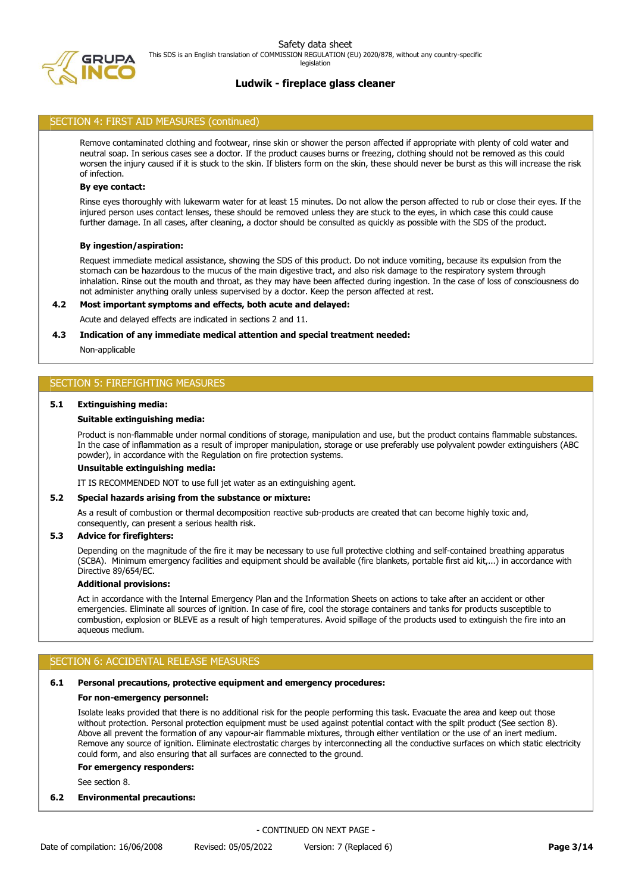## SECTION 4: FIRST AID MEASURES (continued)

Remove contaminated clothing and footwear, rinse skin or shower the person affected if appropriate with plenty of cold water and neutral soap. In serious cases see a doctor. If the product causes burns or freezing, clothing should not be removed as this could worsen the injury caused if it is stuck to the skin. If blisters form on the skin, these should never be burst as this will increase the risk of infection.

**By eye contact:**

Rinse eyes thoroughly with lukewarm water for at least 15 minutes. Do not allow the person affected to rub or close their eyes. If the injured person uses contact lenses, these should be removed unless they are stuck to the eyes, in which case this could cause further damage. In all cases, after cleaning, a doctor should be consulted as quickly as possible with the SDS of the product.

**By ingestion/aspiration:**

Request immediate medical assistance, showing the SDS of this product. Do not induce vomiting, because its expulsion from the stomach can be hazardous to the mucus of the main digestive tract, and also risk damage to the respiratory system through inhalation. Rinse out the mouth and throat, as they may have been affected during ingestion. In the case of loss of consciousness do not administer anything orally unless supervised by a doctor. Keep the person affected at rest.

**4.2 Most important symptoms and effects, both acute and delayed:**

Acute and delayed effects are indicated in sections 2 and 11.

**4.3 Indication of any immediate medical attention and special treatment needed:**

Non-applicable

## SECTION 5: FIREFIGHTING MEASURES

**5.1 Extinguishing media:**

**Suitable extinguishing media:**

Product is non-flammable under normal conditions of storage, manipulation and use, but the product contains flammable substances. In the case of inflammation as a result of improper manipulation, storage or use preferably use polyvalent powder extinguishers (ABC powder), in accordance with the Regulation on fire protection systems.

**Unsuitable extinguishing media:**

IT IS RECOMMENDED NOT to use full jet water as an extinguishing agent.

**5.2 Special hazards arising from the substance or mixture:**

As a result of combustion or thermal decomposition reactive sub-products are created that can become highly toxic and, consequently, can present a serious health risk.

**5.3 Advice for firefighters:**

Depending on the magnitude of the fire it may be necessary to use full protective clothing and self-contained breathing apparatus (SCBA). Minimum emergency facilities and equipment should be available (fire blankets, portable first aid kit,...) in accordance with Directive 89/654/EC.

**Additional provisions:**

Act in accordance with the Internal Emergency Plan and the Information Sheets on actions to take after an accident or other emergencies. Eliminate all sources of ignition. In case of fire, cool the storage containers and tanks for products susceptible to combustion, explosion or BLEVE as a result of high temperatures. Avoid spillage of the products used to extinguish the fire into an aqueous medium.

## SECTION 6: ACCIDENTAL RELEASE MEASURES

**6.1 Personal precautions, protective equipment and emergency procedures:**

**For non-emergency personnel:**

Isolate leaks provided that there is no additional risk for the people performing this task. Evacuate the area and keep out those without protection. Personal protection equipment must be used against potential contact with the spilt product (See section 8). Above all prevent the formation of any vapour-air flammable mixtures, through either ventilation or the use of an inert medium. Remove any source of ignition. Eliminate electrostatic charges by interconnecting all the conductive surfaces on which static electricity could form, and also ensuring that all surfaces are connected to the ground.

**For emergency responders:**

See section 8.

**6.2 Environmental precautions:**

- CONTINUED ON NEXT PAGE -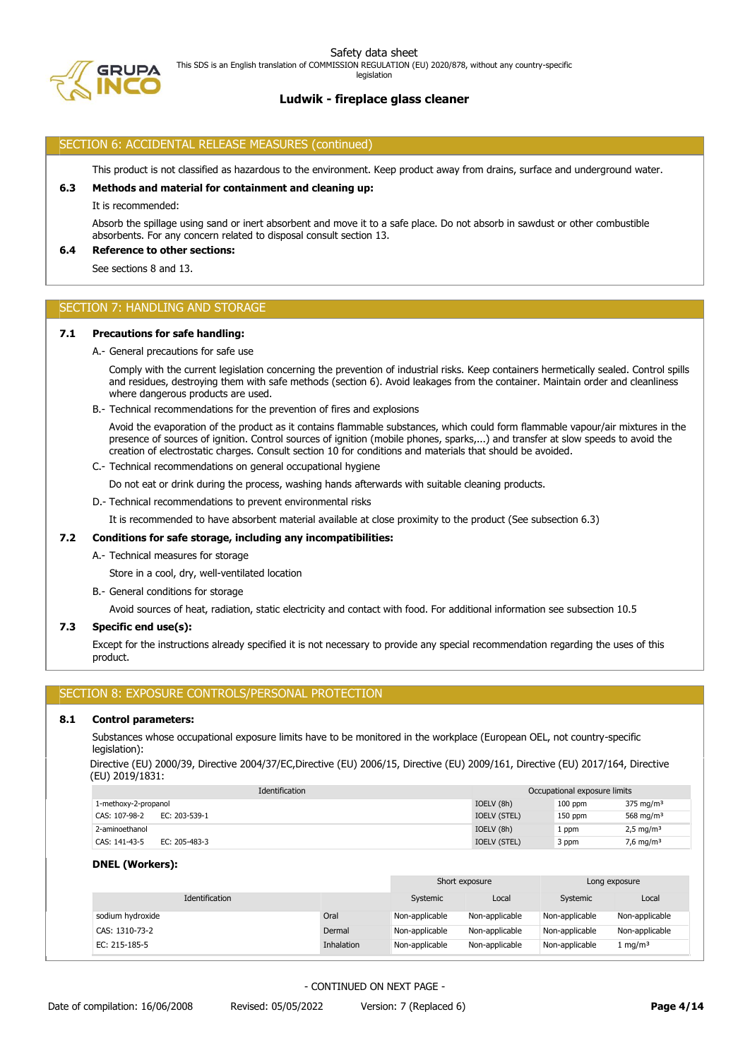## SECTION 6: ACCIDENTAL RELEASE MEASURES (continued)

This product is not classified as hazardous to the environment. Keep product away from drains, surface and underground water.

### 6.3 Methods and material for containment and cleaning up:

It is recommended:

Absorb the spillage using sand or inert absorbent and move it to a safe place. Do not absorb in sawdust or other combustible absorbents. For any concern related to disposal consult section 13.

### 6.4 Reference to other sections:

See sections 8 and 13.

## SECTION 7: HANDLING AND STORAGE

### 7.1 Precautions for safe handling:

A.- General precautions for safe use

Comply with the current legislation concerning the prevention of industrial risks. Keep containers hermetically sealed. Control spills and residues, destroying them with safe methods (section 6). Avoid leakages from the container. Maintain order and cleanliness where dangerous products are used.

B.- Technical recommendations for the prevention of fires and explosions

Avoid the evaporation of the product as it contains flammable substances, which could form flammable vapour/air mixtures in the presence of sources of ignition. Control sources of ignition (mobile phones, sparks,...) and transfer at slow speeds to avoid the creation of electrostatic charges. Consult section 10 for conditions and materials that should be avoided.

C.- Technical recommendations on general occupational hygiene

Do not eat or drink during the process, washing hands afterwards with suitable cleaning products.

D.- Technical recommendations to prevent environmental risks

It is recommended to have absorbent material available at close proximity to the product (See subsection 6.3)

### 7.2 Conditions for safe storage, including any incompatibilities:

A.- Technical measures for storage

Store in a cool, dry, well-ventilated location

B.- General conditions for storage

Avoid sources of heat, radiation, static electricity and contact with food. For additional information see subsection 10.5

### 7.3 Specific end use(s):

Except for the instructions already specified it is not necessary to provide any special recommendation regarding the uses of this product.

## SECTION 8: EXPOSURE CONTROLS/PERSONAL PROTECTION

### 8.1 Control parameters:

Substances whose occupational exposure limits have to be monitored in the workplace (European OEL, not country-specific legislation):

Directive (EU) 2000/39, Directive 2004/37/EC,Directive (EU) 2006/15, Directive (EU) 2009/161, Directive (EU) 2017/164, Directive (EU) 2019/1831:

| Identification | | Occupational exposure limits | | |
|---|---|---|---|---|
| 1-methoxy-2-propanol | | IOELV (8h) | 100 ppm | 375 mg/m³ |
| CAS: 107-98-2 | EC: 203-539-1 | IOELV (STEL) | 150 ppm | 568 mg/m³ |
| 2-aminoethanol | | IOELV (8h) | 1 ppm | 2,5 mg/m³ |
| CAS: 141-43-5 | EC: 205-483-3 | IOELV (STEL) | 3 ppm | 7,6 mg/m³ |

**DNEL (Workers):**

| Identification | | Short exposure | | Long exposure | |
|---|---|---|---|---|---|
| | | Systemic | Local | Systemic | Local |
| sodium hydroxide | Oral | Non-applicable | Non-applicable | Non-applicable | Non-applicable |
| CAS: 1310-73-2 | Dermal | Non-applicable | Non-applicable | Non-applicable | Non-applicable |
| EC: 215-185-5 | Inhalation | Non-applicable | Non-applicable | Non-applicable | 1 mg/m³ |

- CONTINUED ON NEXT PAGE -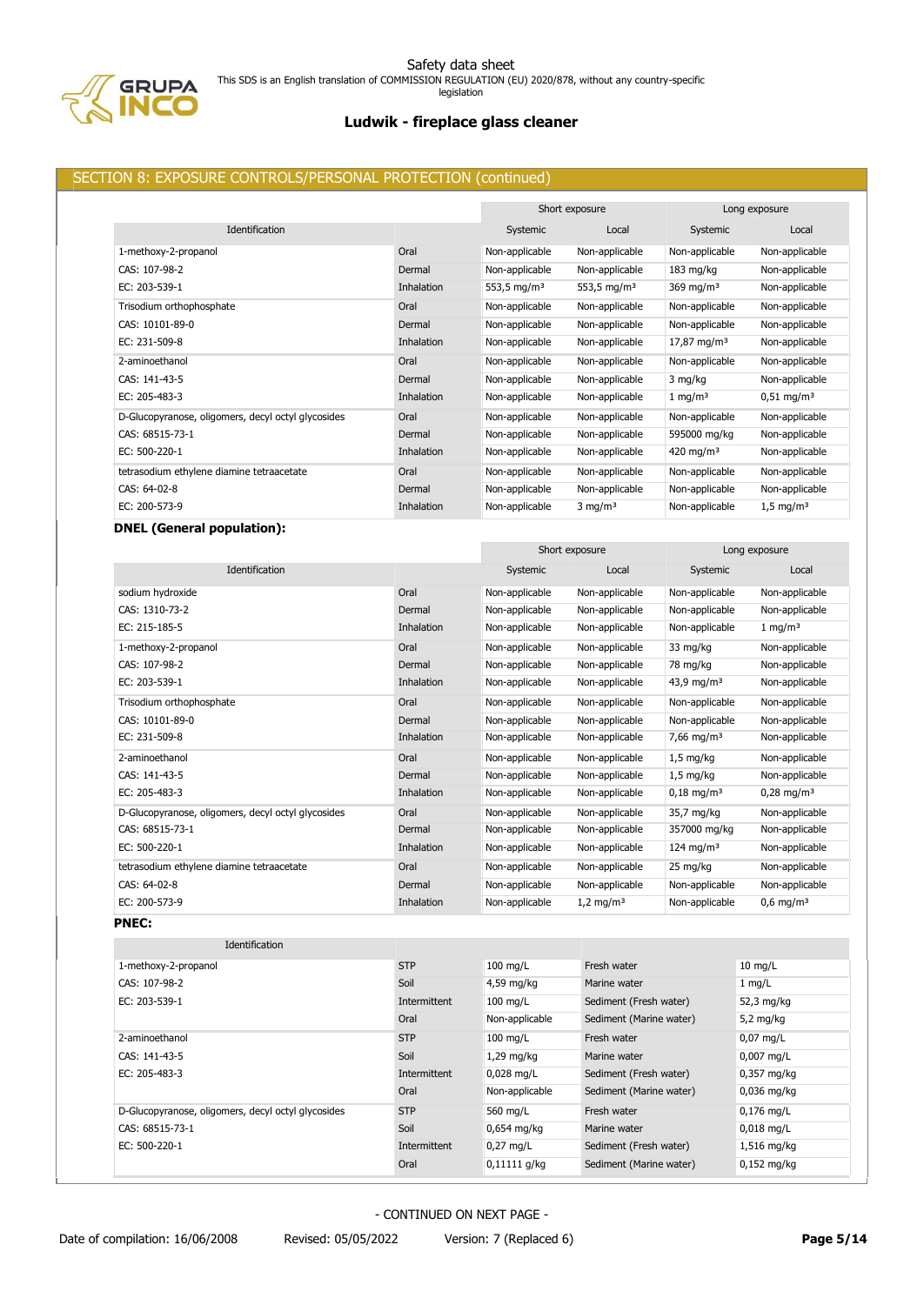## SECTION 8: EXPOSURE CONTROLS/PERSONAL PROTECTION (continued)

| Identification | | Short exposure | | Long exposure | |
|---|---|---|---|---|---|
| | | Systemic | Local | Systemic | Local |
| 1-methoxy-2-propanol | Oral | Non-applicable | Non-applicable | Non-applicable | Non-applicable |
| CAS: 107-98-2 | Dermal | Non-applicable | Non-applicable | 183 mg/kg | Non-applicable |
| EC: 203-539-1 | Inhalation | 553,5 mg/m³ | 553,5 mg/m³ | 369 mg/m³ | Non-applicable |
| Trisodium orthophosphate | Oral | Non-applicable | Non-applicable | Non-applicable | Non-applicable |
| CAS: 10101-89-0 | Dermal | Non-applicable | Non-applicable | Non-applicable | Non-applicable |
| EC: 231-509-8 | Inhalation | Non-applicable | Non-applicable | 17,87 mg/m³ | Non-applicable |
| 2-aminoethanol | Oral | Non-applicable | Non-applicable | Non-applicable | Non-applicable |
| CAS: 141-43-5 | Dermal | Non-applicable | Non-applicable | 3 mg/kg | Non-applicable |
| EC: 205-483-3 | Inhalation | Non-applicable | Non-applicable | 1 mg/m³ | 0,51 mg/m³ |
| D-Glucopyranose, oligomers, decyl octyl glycosides | Oral | Non-applicable | Non-applicable | Non-applicable | Non-applicable |
| CAS: 68515-73-1 | Dermal | Non-applicable | Non-applicable | 595000 mg/kg | Non-applicable |
| EC: 500-220-1 | Inhalation | Non-applicable | Non-applicable | 420 mg/m³ | Non-applicable |
| tetrasodium ethylene diamine tetraacetate | Oral | Non-applicable | Non-applicable | Non-applicable | Non-applicable |
| CAS: 64-02-8 | Dermal | Non-applicable | Non-applicable | Non-applicable | Non-applicable |
| EC: 200-573-9 | Inhalation | Non-applicable | 3 mg/m³ | Non-applicable | 1,5 mg/m³ |

**DNEL (General population):**

| Identification | | Short exposure | | Long exposure | |
|---|---|---|---|---|---|
| | | Systemic | Local | Systemic | Local |
| sodium hydroxide | Oral | Non-applicable | Non-applicable | Non-applicable | Non-applicable |
| CAS: 1310-73-2 | Dermal | Non-applicable | Non-applicable | Non-applicable | Non-applicable |
| EC: 215-185-5 | Inhalation | Non-applicable | Non-applicable | Non-applicable | 1 mg/m³ |
| 1-methoxy-2-propanol | Oral | Non-applicable | Non-applicable | 33 mg/kg | Non-applicable |
| CAS: 107-98-2 | Dermal | Non-applicable | Non-applicable | 78 mg/kg | Non-applicable |
| EC: 203-539-1 | Inhalation | Non-applicable | Non-applicable | 43,9 mg/m³ | Non-applicable |
| Trisodium orthophosphate | Oral | Non-applicable | Non-applicable | Non-applicable | Non-applicable |
| CAS: 10101-89-0 | Dermal | Non-applicable | Non-applicable | Non-applicable | Non-applicable |
| EC: 231-509-8 | Inhalation | Non-applicable | Non-applicable | 7,66 mg/m³ | Non-applicable |
| 2-aminoethanol | Oral | Non-applicable | Non-applicable | 1,5 mg/kg | Non-applicable |
| CAS: 141-43-5 | Dermal | Non-applicable | Non-applicable | 1,5 mg/kg | Non-applicable |
| EC: 205-483-3 | Inhalation | Non-applicable | Non-applicable | 0,18 mg/m³ | 0,28 mg/m³ |
| D-Glucopyranose, oligomers, decyl octyl glycosides | Oral | Non-applicable | Non-applicable | 35,7 mg/kg | Non-applicable |
| CAS: 68515-73-1 | Dermal | Non-applicable | Non-applicable | 357000 mg/kg | Non-applicable |
| EC: 500-220-1 | Inhalation | Non-applicable | Non-applicable | 124 mg/m³ | Non-applicable |
| tetrasodium ethylene diamine tetraacetate | Oral | Non-applicable | Non-applicable | 25 mg/kg | Non-applicable |
| CAS: 64-02-8 | Dermal | Non-applicable | Non-applicable | Non-applicable | Non-applicable |
| EC: 200-573-9 | Inhalation | Non-applicable | 1,2 mg/m³ | Non-applicable | 0,6 mg/m³ |

**PNEC:**

| Identification | | | | |
|---|---|---|---|---|
| 1-methoxy-2-propanol | STP | 100 mg/L | Fresh water | 10 mg/L |
| CAS: 107-98-2 | Soil | 4,59 mg/kg | Marine water | 1 mg/L |
| EC: 203-539-1 | Intermittent | 100 mg/L | Sediment (Fresh water) | 52,3 mg/kg |
| | Oral | Non-applicable | Sediment (Marine water) | 5,2 mg/kg |
| 2-aminoethanol | STP | 100 mg/L | Fresh water | 0,07 mg/L |
| CAS: 141-43-5 | Soil | 1,29 mg/kg | Marine water | 0,007 mg/L |
| EC: 205-483-3 | Intermittent | 0,028 mg/L | Sediment (Fresh water) | 0,357 mg/kg |
| | Oral | Non-applicable | Sediment (Marine water) | 0,036 mg/kg |
| D-Glucopyranose, oligomers, decyl octyl glycosides | STP | 560 mg/L | Fresh water | 0,176 mg/L |
| CAS: 68515-73-1 | Soil | 0,654 mg/kg | Marine water | 0,018 mg/L |
| EC: 500-220-1 | Intermittent | 0,27 mg/L | Sediment (Fresh water) | 1,516 mg/kg |
| | Oral | 0,11111 g/kg | Sediment (Marine water) | 0,152 mg/kg |

- CONTINUED ON NEXT PAGE -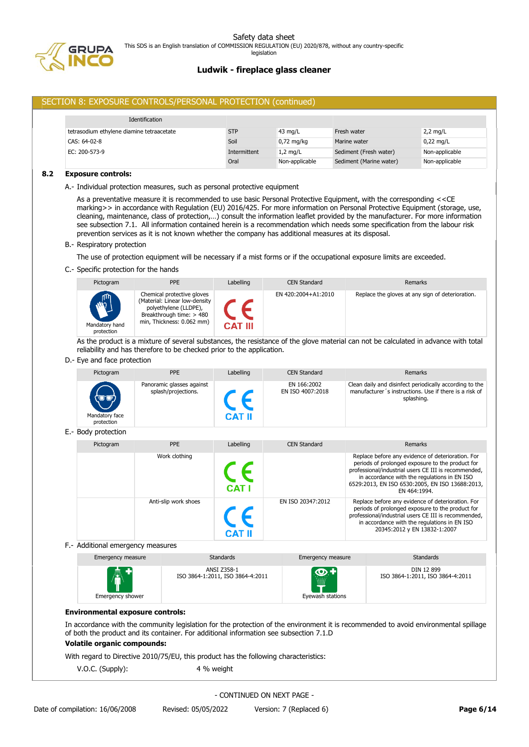## SECTION 8: EXPOSURE CONTROLS/PERSONAL PROTECTION (continued)

| Identification | | | | |
|---|---|---|---|---|
| tetrasodium ethylene diamine tetraacetate | STP | 43 mg/L | Fresh water | 2,2 mg/L |
| CAS: 64-02-8 | Soil | 0,72 mg/kg | Marine water | 0,22 mg/L |
| EC: 200-573-9 | Intermittent | 1,2 mg/L | Sediment (Fresh water) | Non-applicable |
| | Oral | Non-applicable | Sediment (Marine water) | Non-applicable |

### 8.2 Exposure controls:

A.- Individual protection measures, such as personal protective equipment

As a preventative measure it is recommended to use basic Personal Protective Equipment, with the corresponding <<CE marking>> in accordance with Regulation (EU) 2016/425. For more information on Personal Protective Equipment (storage, use, cleaning, maintenance, class of protection,…) consult the information leaflet provided by the manufacturer. For more information see subsection 7.1. All information contained herein is a recommendation which needs some specification from the labour risk prevention services as it is not known whether the company has additional measures at its disposal.

B.- Respiratory protection

The use of protection equipment will be necessary if a mist forms or if the occupational exposure limits are exceeded.

C.- Specific protection for the hands

| Pictogram | PPE | Labelling | CEN Standard | Remarks |
|---|---|---|---|---|
| Mandatory hand protection | Chemical protective gloves (Material: Linear low-density polyethylene (LLDPE), Breakthrough time: > 480 min, Thickness: 0.062 mm) | CE CAT III | EN 420:2004+A1:2010 | Replace the gloves at any sign of deterioration. |

As the product is a mixture of several substances, the resistance of the glove material can not be calculated in advance with total reliability and has therefore to be checked prior to the application.

D.- Eye and face protection

| Pictogram | PPE | Labelling | CEN Standard | Remarks |
|---|---|---|---|---|
| Mandatory face protection | Panoramic glasses against splash/projections. | CE CAT II | EN 166:2002<br>EN ISO 4007:2018 | Clean daily and disinfect periodically according to the manufacturer´s instructions. Use if there is a risk of splashing. |

E.- Body protection

| Pictogram | PPE | Labelling | CEN Standard | Remarks |
|---|---|---|---|---|
| | Work clothing | CE CAT I | | Replace before any evidence of deterioration. For periods of prolonged exposure to the product for professional/industrial users CE III is recommended, in accordance with the regulations in EN ISO 6529:2013, EN ISO 6530:2005, EN ISO 13688:2013, EN 464:1994. |
| | Anti-slip work shoes | CE CAT II | EN ISO 20347:2012 | Replace before any evidence of deterioration. For periods of prolonged exposure to the product for professional/industrial users CE III is recommended, in accordance with the regulations in EN ISO 20345:2012 y EN 13832-1:2007 |

F.- Additional emergency measures

| Emergency measure | Standards | Emergency measure | Standards |
|---|---|---|---|
| Emergency shower | ANSI Z358-1<br>ISO 3864-1:2011, ISO 3864-4:2011 | Eyewash stations | DIN 12 899<br>ISO 3864-1:2011, ISO 3864-4:2011 |

**Environmental exposure controls:**

In accordance with the community legislation for the protection of the environment it is recommended to avoid environmental spillage of both the product and its container. For additional information see subsection 7.1.D

**Volatile organic compounds:**

With regard to Directive 2010/75/EU, this product has the following characteristics:

V.O.C. (Supply): 4 % weight

- CONTINUED ON NEXT PAGE -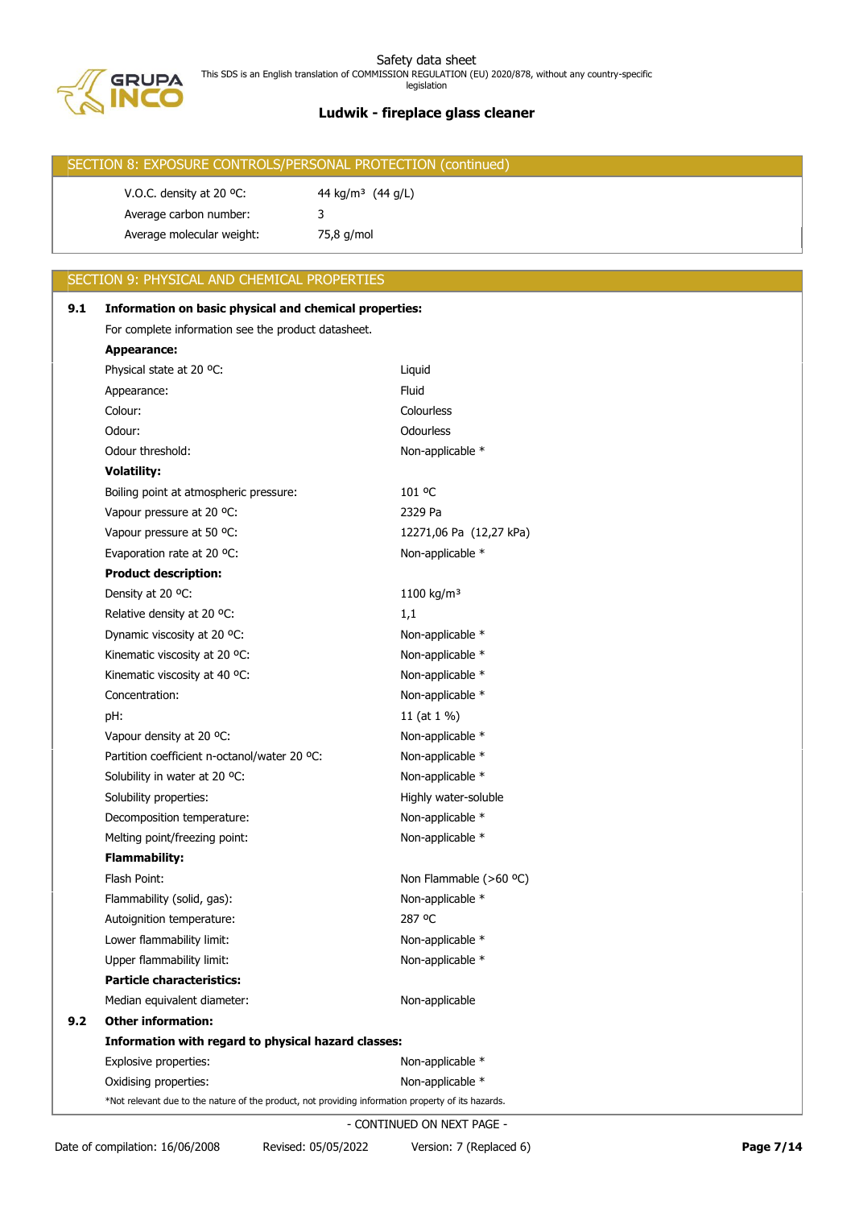## SECTION 8: EXPOSURE CONTROLS/PERSONAL PROTECTION (continued)

| | |
|---|---|
| V.O.C. density at 20 ºC: | 44 kg/m³ (44 g/L) |
| Average carbon number: | 3 |
| Average molecular weight: | 75,8 g/mol |

## SECTION 9: PHYSICAL AND CHEMICAL PROPERTIES

**9.1 Information on basic physical and chemical properties:**

For complete information see the product datasheet.

**Appearance:**

| | |
|---|---|
| Physical state at 20 ºC: | Liquid |
| Appearance: | Fluid |
| Colour: | Colourless |
| Odour: | Odourless |
| Odour threshold: | Non-applicable * |

**Volatility:**

| | |
|---|---|
| Boiling point at atmospheric pressure: | 101 ºC |
| Vapour pressure at 20 ºC: | 2329 Pa |
| Vapour pressure at 50 ºC: | 12271,06 Pa (12,27 kPa) |
| Evaporation rate at 20 ºC: | Non-applicable * |

**Product description:**

| | |
|---|---|
| Density at 20 ºC: | 1100 kg/m³ |
| Relative density at 20 ºC: | 1,1 |
| Dynamic viscosity at 20 ºC: | Non-applicable * |
| Kinematic viscosity at 20 ºC: | Non-applicable * |
| Kinematic viscosity at 40 ºC: | Non-applicable * |
| Concentration: | Non-applicable * |
| pH: | 11 (at 1 %) |
| Vapour density at 20 ºC: | Non-applicable * |
| Partition coefficient n-octanol/water 20 ºC: | Non-applicable * |
| Solubility in water at 20 ºC: | Non-applicable * |
| Solubility properties: | Highly water-soluble |
| Decomposition temperature: | Non-applicable * |
| Melting point/freezing point: | Non-applicable * |

**Flammability:**

| | |
|---|---|
| Flash Point: | Non Flammable (>60 ºC) |
| Flammability (solid, gas): | Non-applicable * |
| Autoignition temperature: | 287 ºC |
| Lower flammability limit: | Non-applicable * |
| Upper flammability limit: | Non-applicable * |

**Particle characteristics:**

| | |
|---|---|
| Median equivalent diameter: | Non-applicable |

**9.2 Other information:**

**Information with regard to physical hazard classes:**

| | |
|---|---|
| Explosive properties: | Non-applicable * |
| Oxidising properties: | Non-applicable * |

*Not relevant due to the nature of the product, not providing information property of its hazards.

- CONTINUED ON NEXT PAGE -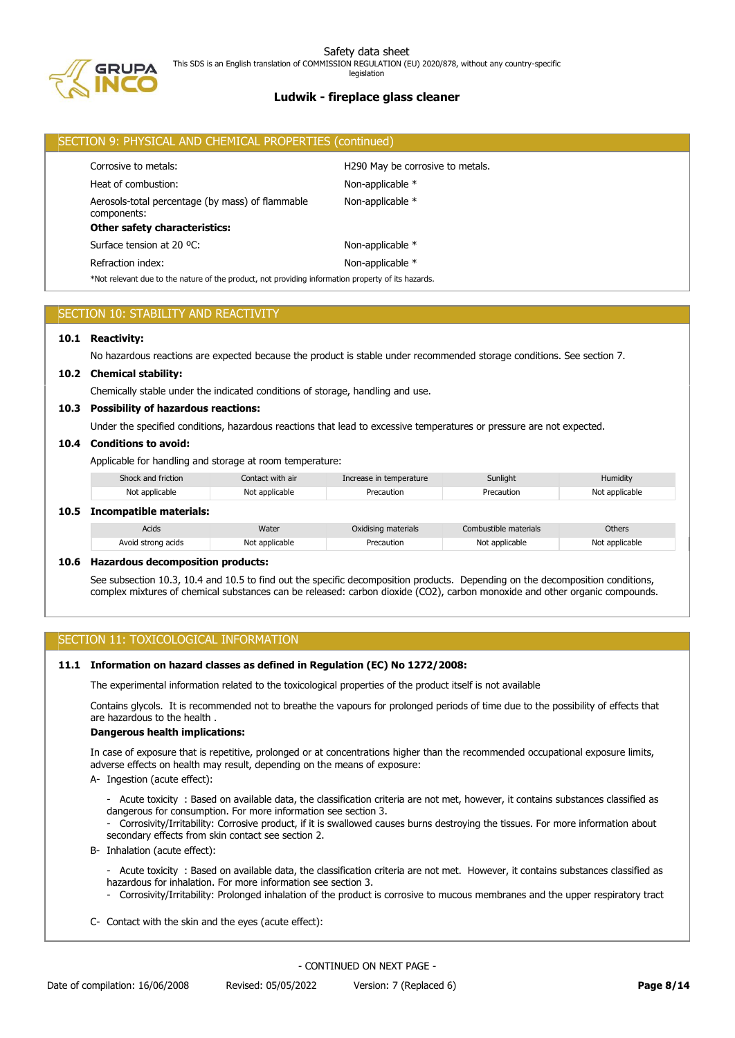## SECTION 9: PHYSICAL AND CHEMICAL PROPERTIES (continued)

| | |
|---|---|
| Corrosive to metals: | H290 May be corrosive to metals. |
| Heat of combustion: | Non-applicable * |
| Aerosols-total percentage (by mass) of flammable components: | Non-applicable * |

**Other safety characteristics:**

| | |
|---|---|
| Surface tension at 20 ºC: | Non-applicable * |
| Refraction index: | Non-applicable * |

*Not relevant due to the nature of the product, not providing information property of its hazards.

## SECTION 10: STABILITY AND REACTIVITY

### 10.1 Reactivity:

No hazardous reactions are expected because the product is stable under recommended storage conditions. See section 7.

### 10.2 Chemical stability:

Chemically stable under the indicated conditions of storage, handling and use.

### 10.3 Possibility of hazardous reactions:

Under the specified conditions, hazardous reactions that lead to excessive temperatures or pressure are not expected.

### 10.4 Conditions to avoid:

Applicable for handling and storage at room temperature:

| Shock and friction | Contact with air | Increase in temperature | Sunlight | Humidity |
|---|---|---|---|---|
| Not applicable | Not applicable | Precaution | Precaution | Not applicable |

### 10.5 Incompatible materials:

| Acids | Water | Oxidising materials | Combustible materials | Others |
|---|---|---|---|---|
| Avoid strong acids | Not applicable | Precaution | Not applicable | Not applicable |

### 10.6 Hazardous decomposition products:

See subsection 10.3, 10.4 and 10.5 to find out the specific decomposition products. Depending on the decomposition conditions, complex mixtures of chemical substances can be released: carbon dioxide ($CO_2$), carbon monoxide and other organic compounds.

## SECTION 11: TOXICOLOGICAL INFORMATION

### 11.1 Information on hazard classes as defined in Regulation (EC) No 1272/2008:

The experimental information related to the toxicological properties of the product itself is not available

Contains glycols. It is recommended not to breathe the vapours for prolonged periods of time due to the possibility of effects that are hazardous to the health .

**Dangerous health implications:**

In case of exposure that is repetitive, prolonged or at concentrations higher than the recommended occupational exposure limits, adverse effects on health may result, depending on the means of exposure:

A- Ingestion (acute effect):

- Acute toxicity : Based on available data, the classification criteria are not met, however, it contains substances classified as dangerous for consumption. For more information see section 3.
- Corrosivity/Irritability: Corrosive product, if it is swallowed causes burns destroying the tissues. For more information about secondary effects from skin contact see section 2.

B- Inhalation (acute effect):

- Acute toxicity : Based on available data, the classification criteria are not met. However, it contains substances classified as hazardous for inhalation. For more information see section 3.
- Corrosivity/Irritability: Prolonged inhalation of the product is corrosive to mucous membranes and the upper respiratory tract

C- Contact with the skin and the eyes (acute effect):

- CONTINUED ON NEXT PAGE -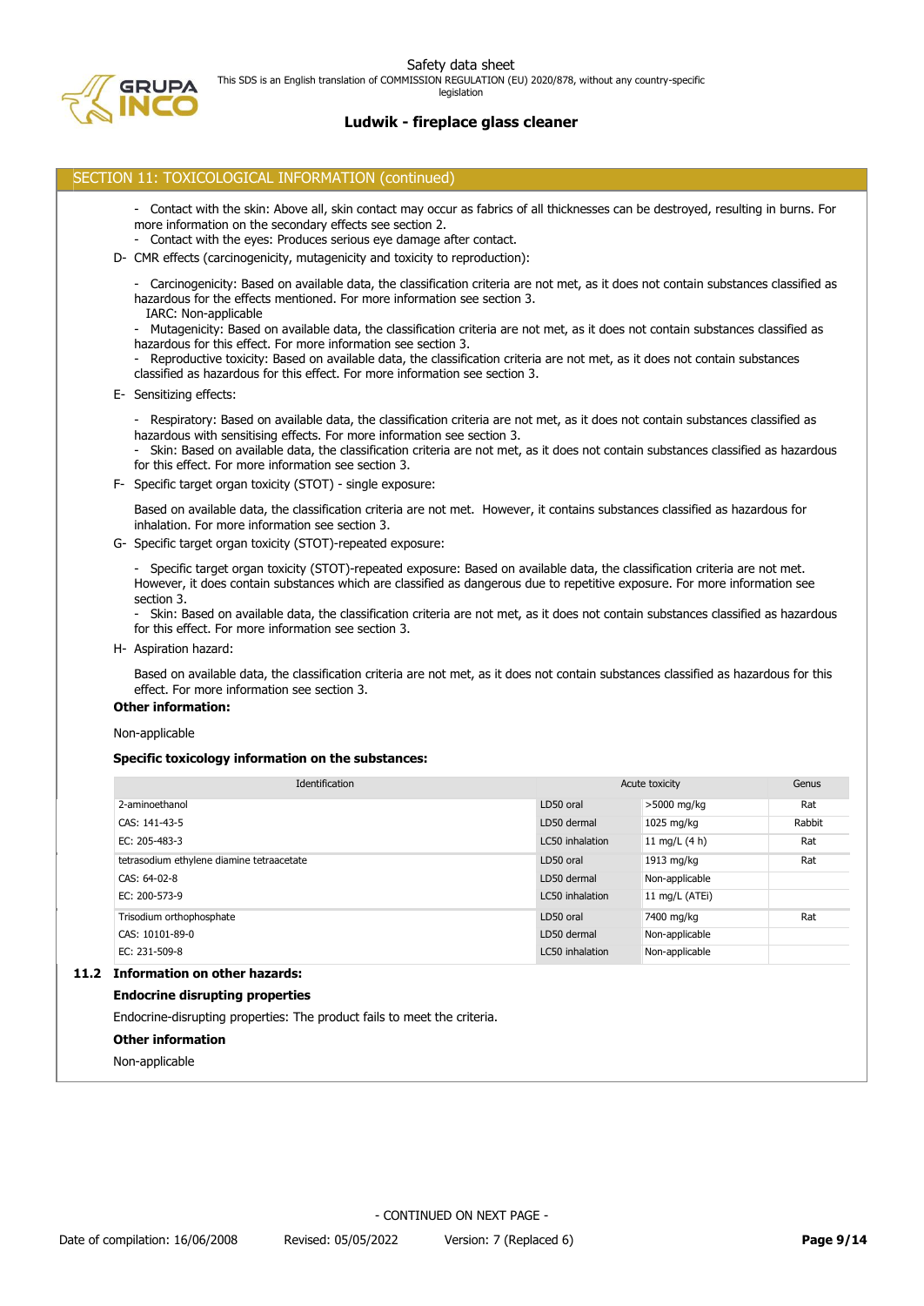## SECTION 11: TOXICOLOGICAL INFORMATION (continued)

- Contact with the skin: Above all, skin contact may occur as fabrics of all thicknesses can be destroyed, resulting in burns. For more information on the secondary effects see section 2.
- Contact with the eyes: Produces serious eye damage after contact.

D- CMR effects (carcinogenicity, mutagenicity and toxicity to reproduction):

- Carcinogenicity: Based on available data, the classification criteria are not met, as it does not contain substances classified as hazardous for the effects mentioned. For more information see section 3.
  IARC: Non-applicable
- Mutagenicity: Based on available data, the classification criteria are not met, as it does not contain substances classified as hazardous for this effect. For more information see section 3.
- Reproductive toxicity: Based on available data, the classification criteria are not met, as it does not contain substances classified as hazardous for this effect. For more information see section 3.

E- Sensitizing effects:

- Respiratory: Based on available data, the classification criteria are not met, as it does not contain substances classified as hazardous with sensitising effects. For more information see section 3.
- Skin: Based on available data, the classification criteria are not met, as it does not contain substances classified as hazardous for this effect. For more information see section 3.

F- Specific target organ toxicity (STOT) - single exposure:

Based on available data, the classification criteria are not met. However, it contains substances classified as hazardous for inhalation. For more information see section 3.

G- Specific target organ toxicity (STOT)-repeated exposure:

- Specific target organ toxicity (STOT)-repeated exposure: Based on available data, the classification criteria are not met. However, it does contain substances which are classified as dangerous due to repetitive exposure. For more information see section 3.
- Skin: Based on available data, the classification criteria are not met, as it does not contain substances classified as hazardous for this effect. For more information see section 3.

H- Aspiration hazard:

Based on available data, the classification criteria are not met, as it does not contain substances classified as hazardous for this effect. For more information see section 3.

**Other information:**

Non-applicable

**Specific toxicology information on the substances:**

| Identification | Acute toxicity | | Genus |
|---|---|---|---|
| 2-aminoethanol | LD50 oral | >5000 mg/kg | Rat |
| CAS: 141-43-5 | LD50 dermal | 1025 mg/kg | Rabbit |
| EC: 205-483-3 | LC50 inhalation | 11 mg/L (4 h) | Rat |
| tetrasodium ethylene diamine tetraacetate | LD50 oral | 1913 mg/kg | Rat |
| CAS: 64-02-8 | LD50 dermal | Non-applicable | |
| EC: 200-573-9 | LC50 inhalation | 11 mg/L (ATEi) | |
| Trisodium orthophosphate | LD50 oral | 7400 mg/kg | Rat |
| CAS: 10101-89-0 | LD50 dermal | Non-applicable | |
| EC: 231-509-8 | LC50 inhalation | Non-applicable | |

### 11.2 Information on other hazards:

**Endocrine disrupting properties**

Endocrine-disrupting properties: The product fails to meet the criteria.

**Other information**

Non-applicable

- CONTINUED ON NEXT PAGE -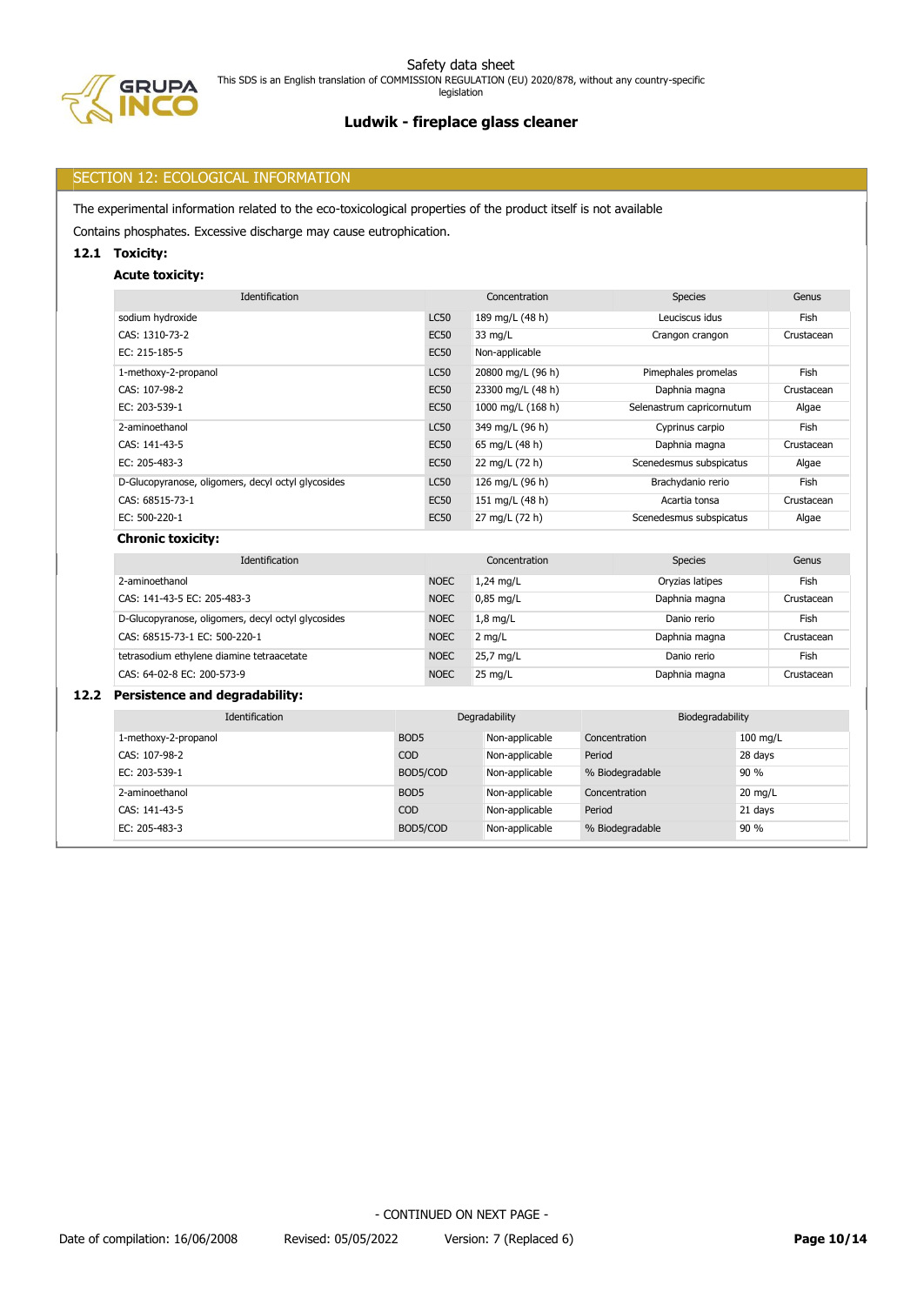## SECTION 12: ECOLOGICAL INFORMATION

The experimental information related to the eco-toxicological properties of the product itself is not available

Contains phosphates. Excessive discharge may cause eutrophication.

### 12.1 Toxicity:

**Acute toxicity:**

| Identification | Concentration | | Species | Genus |
|---|---|---|---|---|
| sodium hydroxide | LC50 | 189 mg/L (48 h) | Leuciscus idus | Fish |
| CAS: 1310-73-2 | EC50 | 33 mg/L | Crangon crangon | Crustacean |
| EC: 215-185-5 | EC50 | Non-applicable | | |
| 1-methoxy-2-propanol | LC50 | 20800 mg/L (96 h) | Pimephales promelas | Fish |
| CAS: 107-98-2 | EC50 | 23300 mg/L (48 h) | Daphnia magna | Crustacean |
| EC: 203-539-1 | EC50 | 1000 mg/L (168 h) | Selenastrum capricornutum | Algae |
| 2-aminoethanol | LC50 | 349 mg/L (96 h) | Cyprinus carpio | Fish |
| CAS: 141-43-5 | EC50 | 65 mg/L (48 h) | Daphnia magna | Crustacean |
| EC: 205-483-3 | EC50 | 22 mg/L (72 h) | Scenedesmus subspicatus | Algae |
| D-Glucopyranose, oligomers, decyl octyl glycosides | LC50 | 126 mg/L (96 h) | Brachydanio rerio | Fish |
| CAS: 68515-73-1 | EC50 | 151 mg/L (48 h) | Acartia tonsa | Crustacean |
| EC: 500-220-1 | EC50 | 27 mg/L (72 h) | Scenedesmus subspicatus | Algae |

**Chronic toxicity:**

| Identification | Concentration | | Species | Genus |
|---|---|---|---|---|
| 2-aminoethanol | NOEC | 1,24 mg/L | Oryzias latipes | Fish |
| CAS: 141-43-5 EC: 205-483-3 | NOEC | 0,85 mg/L | Daphnia magna | Crustacean |
| D-Glucopyranose, oligomers, decyl octyl glycosides | NOEC | 1,8 mg/L | Danio rerio | Fish |
| CAS: 68515-73-1 EC: 500-220-1 | NOEC | 2 mg/L | Daphnia magna | Crustacean |
| tetrasodium ethylene diamine tetraacetate | NOEC | 25,7 mg/L | Danio rerio | Fish |
| CAS: 64-02-8 EC: 200-573-9 | NOEC | 25 mg/L | Daphnia magna | Crustacean |

### 12.2 Persistence and degradability:

| Identification | Degradability | | Biodegradability | |
|---|---|---|---|---|
| 1-methoxy-2-propanol | BOD5 | Non-applicable | Concentration | 100 mg/L |
| CAS: 107-98-2 | COD | Non-applicable | Period | 28 days |
| EC: 203-539-1 | BOD5/COD | Non-applicable | % Biodegradable | 90 % |
| 2-aminoethanol | BOD5 | Non-applicable | Concentration | 20 mg/L |
| CAS: 141-43-5 | COD | Non-applicable | Period | 21 days |
| EC: 205-483-3 | BOD5/COD | Non-applicable | % Biodegradable | 90 % |

- CONTINUED ON NEXT PAGE -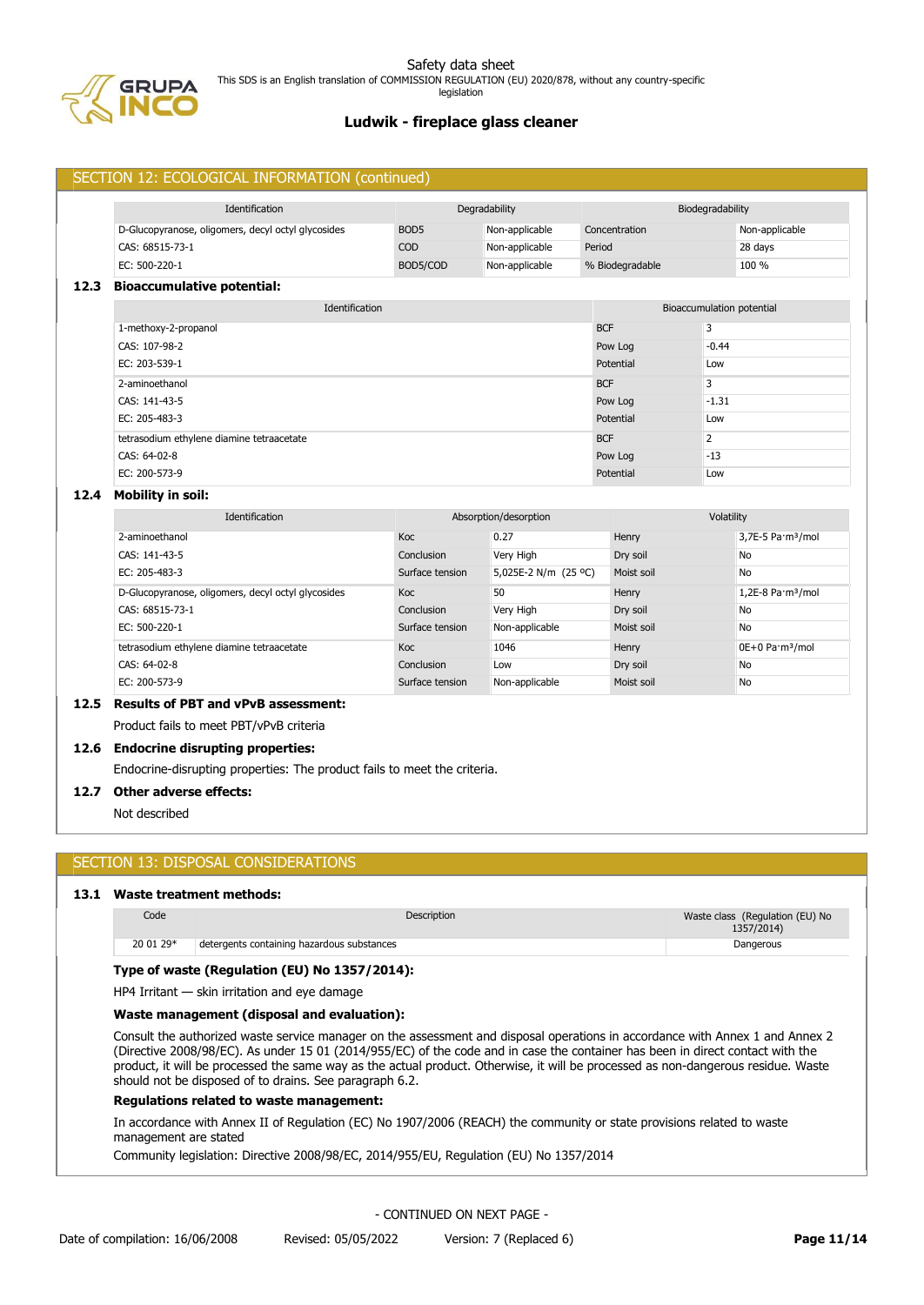## SECTION 12: ECOLOGICAL INFORMATION (continued)

| Identification | Degradability | | Biodegradability | |
|---|---|---|---|---|
| D-Glucopyranose, oligomers, decyl octyl glycosides | BOD5 | Non-applicable | Concentration | Non-applicable |
| CAS: 68515-73-1 | COD | Non-applicable | Period | 28 days |
| EC: 500-220-1 | BOD5/COD | Non-applicable | % Biodegradable | 100 % |

### 12.3 Bioaccumulative potential:

| Identification | Bioaccumulation potential | |
|---|---|---|
| 1-methoxy-2-propanol | BCF | 3 |
| CAS: 107-98-2 | Pow Log | -0.44 |
| EC: 203-539-1 | Potential | Low |
| 2-aminoethanol | BCF | 3 |
| CAS: 141-43-5 | Pow Log | -1.31 |
| EC: 205-483-3 | Potential | Low |
| tetrasodium ethylene diamine tetraacetate | BCF | 2 |
| CAS: 64-02-8 | Pow Log | -13 |
| EC: 200-573-9 | Potential | Low |

### 12.4 Mobility in soil:

| Identification | Absorption/desorption | | Volatility | |
|---|---|---|---|---|
| 2-aminoethanol | Koc | 0.27 | Henry | 3,7E-5 Pa·m³/mol |
| CAS: 141-43-5 | Conclusion | Very High | Dry soil | No |
| EC: 205-483-3 | Surface tension | 5,025E-2 N/m (25 ºC) | Moist soil | No |
| D-Glucopyranose, oligomers, decyl octyl glycosides | Koc | 50 | Henry | 1,2E-8 Pa·m³/mol |
| CAS: 68515-73-1 | Conclusion | Very High | Dry soil | No |
| EC: 500-220-1 | Surface tension | Non-applicable | Moist soil | No |
| tetrasodium ethylene diamine tetraacetate | Koc | 1046 | Henry | 0E+0 Pa·m³/mol |
| CAS: 64-02-8 | Conclusion | Low | Dry soil | No |
| EC: 200-573-9 | Surface tension | Non-applicable | Moist soil | No |

### 12.5 Results of PBT and vPvB assessment:

Product fails to meet PBT/vPvB criteria

### 12.6 Endocrine disrupting properties:

Endocrine-disrupting properties: The product fails to meet the criteria.

### 12.7 Other adverse effects:

Not described

## SECTION 13: DISPOSAL CONSIDERATIONS

### 13.1 Waste treatment methods:

| Code | Description | Waste class (Regulation (EU) No 1357/2014) |
|---|---|---|
| 20 01 29* | detergents containing hazardous substances | Dangerous |

**Type of waste (Regulation (EU) No 1357/2014):**

HP4 Irritant — skin irritation and eye damage

**Waste management (disposal and evaluation):**

Consult the authorized waste service manager on the assessment and disposal operations in accordance with Annex 1 and Annex 2 (Directive 2008/98/EC). As under 15 01 (2014/955/EC) of the code and in case the container has been in direct contact with the product, it will be processed the same way as the actual product. Otherwise, it will be processed as non-dangerous residue. Waste should not be disposed of to drains. See paragraph 6.2.

**Regulations related to waste management:**

In accordance with Annex II of Regulation (EC) No 1907/2006 (REACH) the community or state provisions related to waste management are stated

Community legislation: Directive 2008/98/EC, 2014/955/EU, Regulation (EU) No 1357/2014

- CONTINUED ON NEXT PAGE -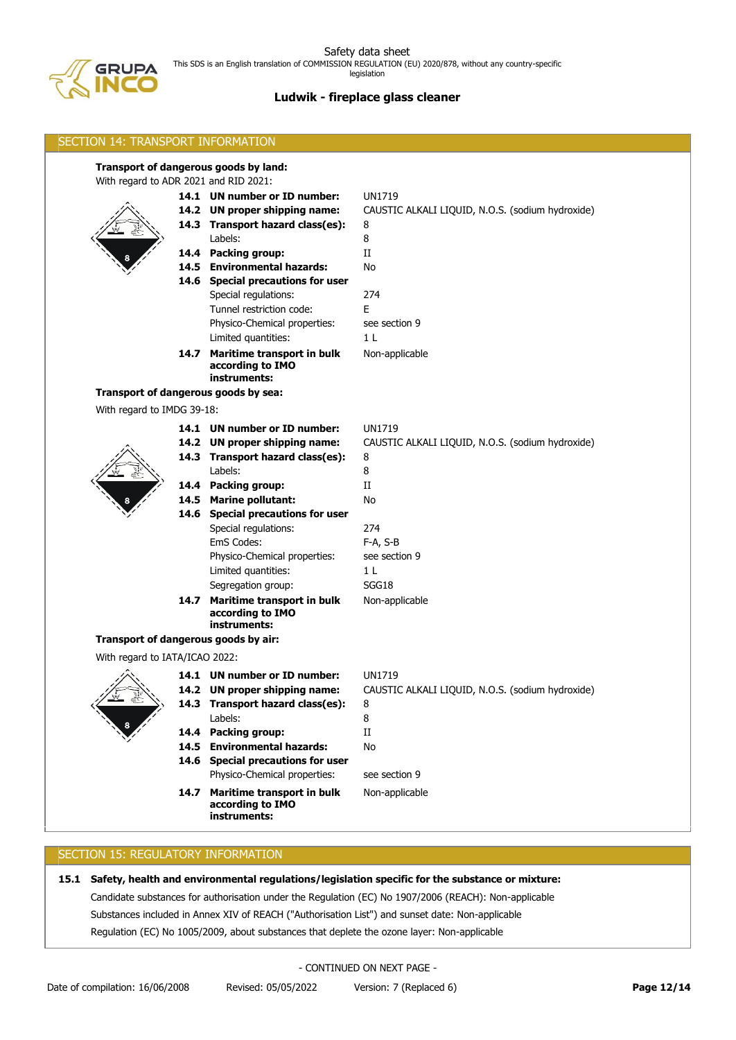## SECTION 14: TRANSPORT INFORMATION

**Transport of dangerous goods by land:**

With regard to ADR 2021 and RID 2021:

| | | |
|---|---|---|
| **14.1** | **UN number or ID number:** | UN1719 |
| **14.2** | **UN proper shipping name:** | CAUSTIC ALKALI LIQUID, N.O.S. (sodium hydroxide) |
| **14.3** | **Transport hazard class(es):** | 8 |
| | Labels: | 8 |
| **14.4** | **Packing group:** | II |
| **14.5** | **Environmental hazards:** | No |
| **14.6** | **Special precautions for user** | |
| | Special regulations: | 274 |
| | Tunnel restriction code: | E |
| | Physico-Chemical properties: | see section 9 |
| | Limited quantities: | 1 L |
| **14.7** | **Maritime transport in bulk according to IMO instruments:** | Non-applicable |

**Transport of dangerous goods by sea:**

With regard to IMDG 39-18:

| | | |
|---|---|---|
| **14.1** | **UN number or ID number:** | UN1719 |
| **14.2** | **UN proper shipping name:** | CAUSTIC ALKALI LIQUID, N.O.S. (sodium hydroxide) |
| **14.3** | **Transport hazard class(es):** | 8 |
| | Labels: | 8 |
| **14.4** | **Packing group:** | II |
| **14.5** | **Marine pollutant:** | No |
| **14.6** | **Special precautions for user** | |
| | Special regulations: | 274 |
| | EmS Codes: | F-A, S-B |
| | Physico-Chemical properties: | see section 9 |
| | Limited quantities: | 1 L |
| | Segregation group: | SGG18 |
| **14.7** | **Maritime transport in bulk according to IMO instruments:** | Non-applicable |

**Transport of dangerous goods by air:**

With regard to IATA/ICAO 2022:

| | | |
|---|---|---|
| **14.1** | **UN number or ID number:** | UN1719 |
| **14.2** | **UN proper shipping name:** | CAUSTIC ALKALI LIQUID, N.O.S. (sodium hydroxide) |
| **14.3** | **Transport hazard class(es):** | 8 |
| | Labels: | 8 |
| **14.4** | **Packing group:** | II |
| **14.5** | **Environmental hazards:** | No |
| **14.6** | **Special precautions for user** | |
| | Physico-Chemical properties: | see section 9 |
| **14.7** | **Maritime transport in bulk according to IMO instruments:** | Non-applicable |

## SECTION 15: REGULATORY INFORMATION

**15.1 Safety, health and environmental regulations/legislation specific for the substance or mixture:**

Candidate substances for authorisation under the Regulation (EC) No 1907/2006 (REACH): Non-applicable

Substances included in Annex XIV of REACH ("Authorisation List") and sunset date: Non-applicable

Regulation (EC) No 1005/2009, about substances that deplete the ozone layer: Non-applicable

- CONTINUED ON NEXT PAGE -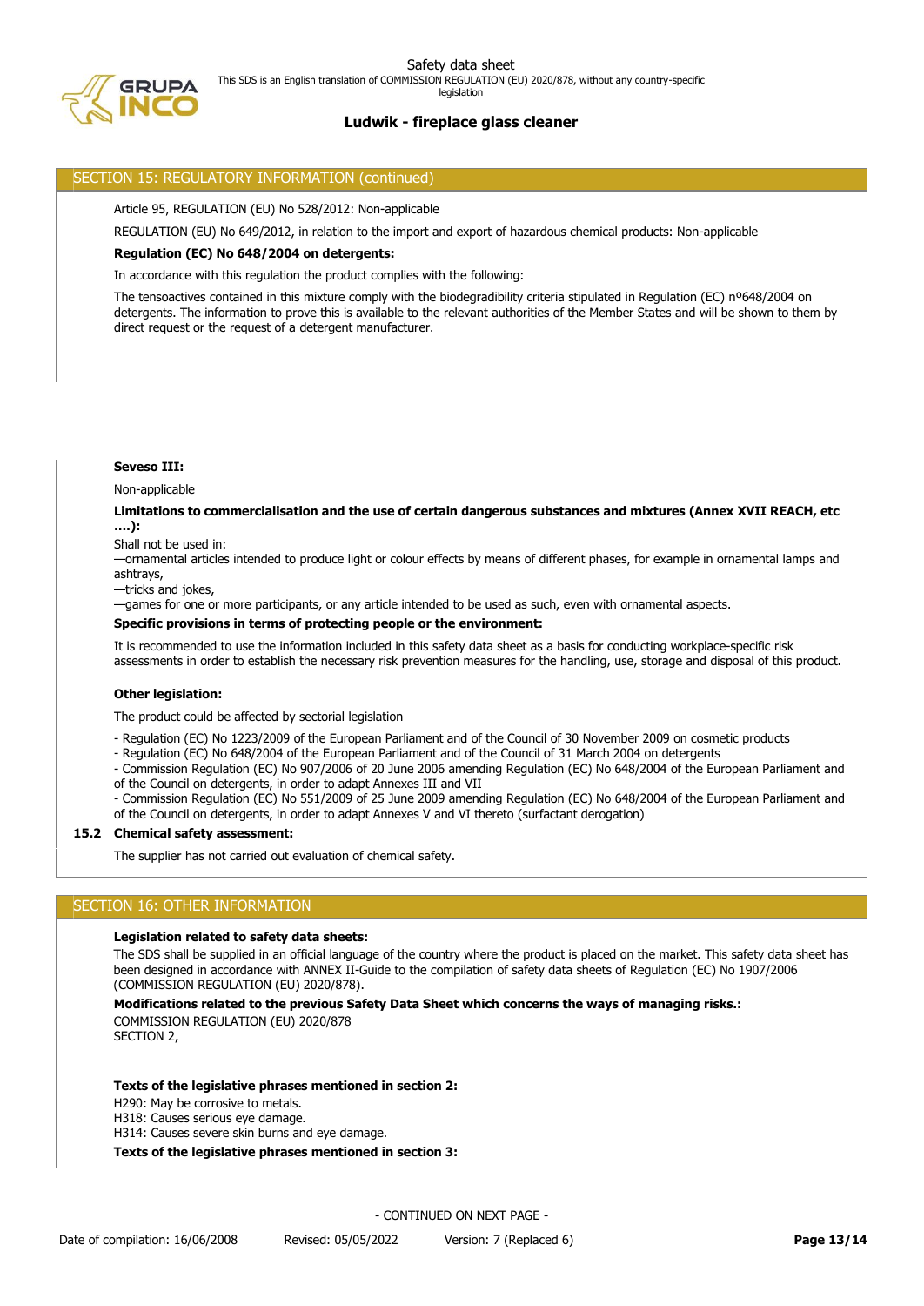## SECTION 15: REGULATORY INFORMATION (continued)

Article 95, REGULATION (EU) No 528/2012: Non-applicable

REGULATION (EU) No 649/2012, in relation to the import and export of hazardous chemical products: Non-applicable

**Regulation (EC) No 648/2004 on detergents:**

In accordance with this regulation the product complies with the following:

The tensoactives contained in this mixture comply with the biodegradibility criteria stipulated in Regulation (EC) nº648/2004 on detergents. The information to prove this is available to the relevant authorities of the Member States and will be shown to them by direct request or the request of a detergent manufacturer.

**Seveso III:**

Non-applicable

**Limitations to commercialisation and the use of certain dangerous substances and mixtures (Annex XVII REACH, etc ….):**

Shall not be used in:
—ornamental articles intended to produce light or colour effects by means of different phases, for example in ornamental lamps and ashtrays,
—tricks and jokes,
—games for one or more participants, or any article intended to be used as such, even with ornamental aspects.

**Specific provisions in terms of protecting people or the environment:**

It is recommended to use the information included in this safety data sheet as a basis for conducting workplace-specific risk assessments in order to establish the necessary risk prevention measures for the handling, use, storage and disposal of this product.

**Other legislation:**

The product could be affected by sectorial legislation

- Regulation (EC) No 1223/2009 of the European Parliament and of the Council of 30 November 2009 on cosmetic products
- Regulation (EC) No 648/2004 of the European Parliament and of the Council of 31 March 2004 on detergents
- Commission Regulation (EC) No 907/2006 of 20 June 2006 amending Regulation (EC) No 648/2004 of the European Parliament and of the Council on detergents, in order to adapt Annexes III and VII
- Commission Regulation (EC) No 551/2009 of 25 June 2009 amending Regulation (EC) No 648/2004 of the European Parliament and of the Council on detergents, in order to adapt Annexes V and VI thereto (surfactant derogation)

### 15.2 Chemical safety assessment:

The supplier has not carried out evaluation of chemical safety.

## SECTION 16: OTHER INFORMATION

**Legislation related to safety data sheets:**

The SDS shall be supplied in an official language of the country where the product is placed on the market. This safety data sheet has been designed in accordance with ANNEX II-Guide to the compilation of safety data sheets of Regulation (EC) No 1907/2006 (COMMISSION REGULATION (EU) 2020/878).

**Modifications related to the previous Safety Data Sheet which concerns the ways of managing risks.:**

COMMISSION REGULATION (EU) 2020/878
SECTION 2,

**Texts of the legislative phrases mentioned in section 2:**

H290: May be corrosive to metals.
H318: Causes serious eye damage.
H314: Causes severe skin burns and eye damage.

**Texts of the legislative phrases mentioned in section 3:**

- CONTINUED ON NEXT PAGE -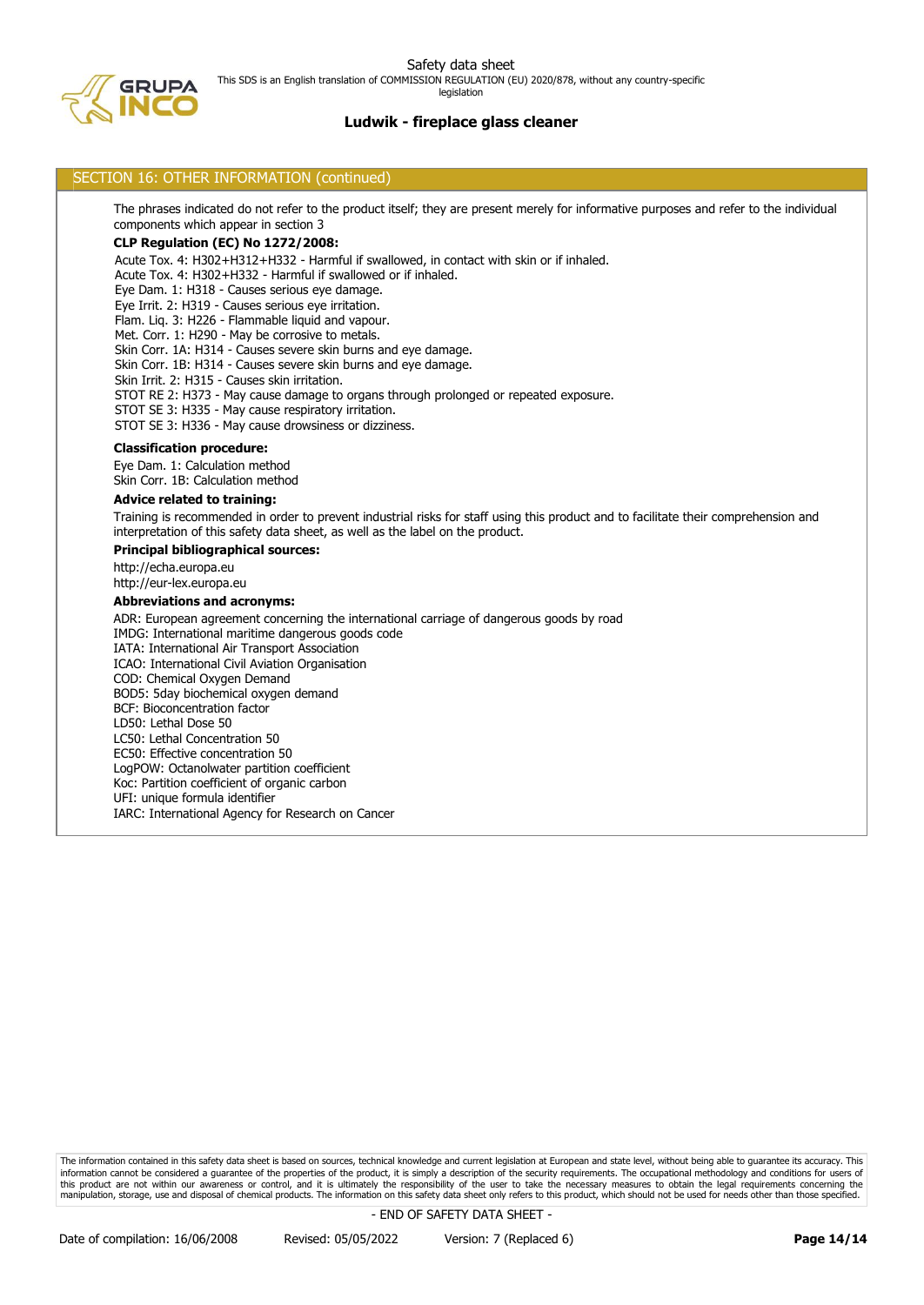## SECTION 16: OTHER INFORMATION (continued)

The phrases indicated do not refer to the product itself; they are present merely for informative purposes and refer to the individual components which appear in section 3

**CLP Regulation (EC) No 1272/2008:**

Acute Tox. 4: H302+H312+H332 - Harmful if swallowed, in contact with skin or if inhaled.
Acute Tox. 4: H302+H332 - Harmful if swallowed or if inhaled.
Eye Dam. 1: H318 - Causes serious eye damage.
Eye Irrit. 2: H319 - Causes serious eye irritation.
Flam. Liq. 3: H226 - Flammable liquid and vapour.
Met. Corr. 1: H290 - May be corrosive to metals.
Skin Corr. 1A: H314 - Causes severe skin burns and eye damage.
Skin Corr. 1B: H314 - Causes severe skin burns and eye damage.
Skin Irrit. 2: H315 - Causes skin irritation.
STOT RE 2: H373 - May cause damage to organs through prolonged or repeated exposure.
STOT SE 3: H335 - May cause respiratory irritation.
STOT SE 3: H336 - May cause drowsiness or dizziness.

**Classification procedure:**

Eye Dam. 1: Calculation method
Skin Corr. 1B: Calculation method

**Advice related to training:**

Training is recommended in order to prevent industrial risks for staff using this product and to facilitate their comprehension and interpretation of this safety data sheet, as well as the label on the product.

**Principal bibliographical sources:**

http://echa.europa.eu
http://eur-lex.europa.eu

**Abbreviations and acronyms:**

ADR: European agreement concerning the international carriage of dangerous goods by road
IMDG: International maritime dangerous goods code
IATA: International Air Transport Association
ICAO: International Civil Aviation Organisation
COD: Chemical Oxygen Demand
BOD5: 5day biochemical oxygen demand
BCF: Bioconcentration factor
LD50: Lethal Dose 50
LC50: Lethal Concentration 50
EC50: Effective concentration 50
LogPOW: Octanolwater partition coefficient
Koc: Partition coefficient of organic carbon
UFI: unique formula identifier
IARC: International Agency for Research on Cancer

The information contained in this safety data sheet is based on sources, technical knowledge and current legislation at European and state level, without being able to guarantee its accuracy. This information cannot be considered a guarantee of the properties of the product, it is simply a description of the security requirements. The occupational methodology and conditions for users of this product are not within our awareness or control, and it is ultimately the responsibility of the user to take the necessary measures to obtain the legal requirements concerning the manipulation, storage, use and disposal of chemical products. The information on this safety data sheet only refers to this product, which should not be used for needs other than those specified.

- END OF SAFETY DATA SHEET -